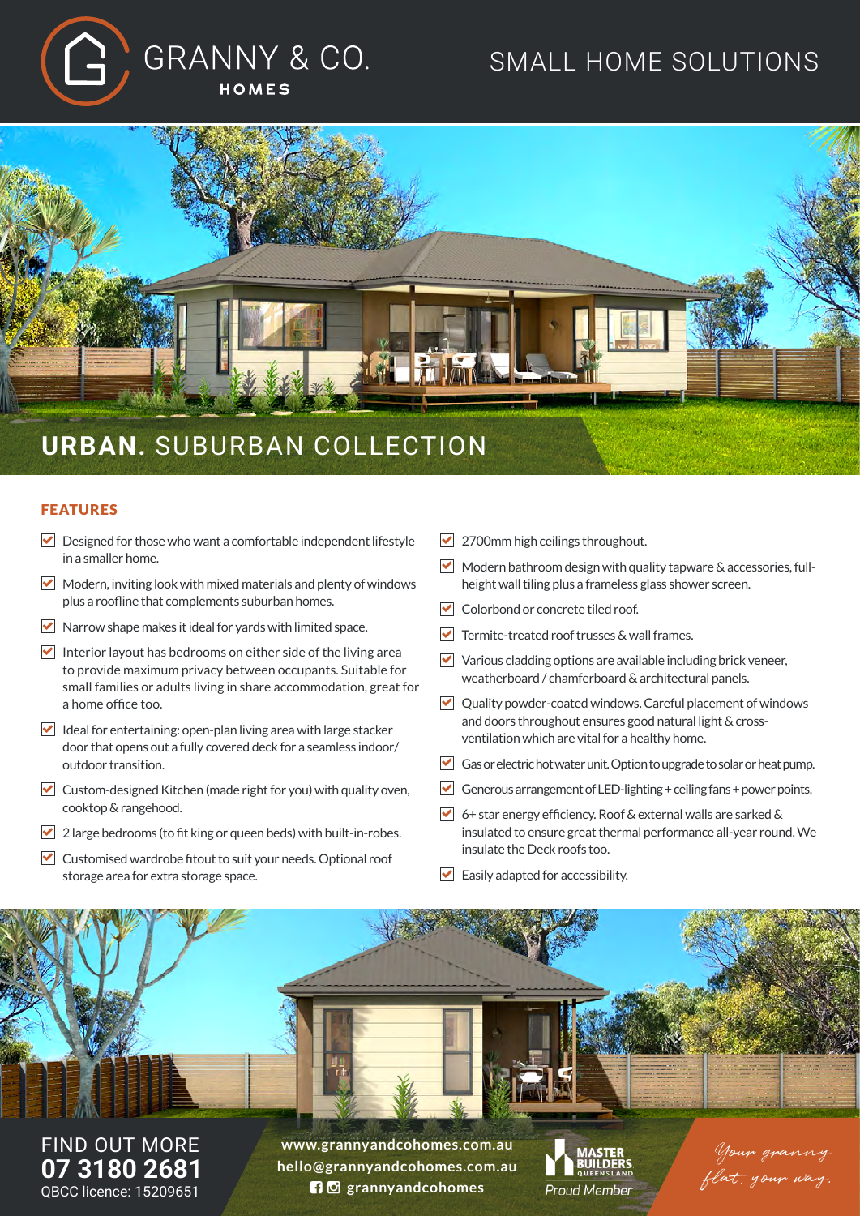# GRANNY & CO. HOMES

SMALL HOME SOLUTIONS

## **URBAN.** SUBURBAN COLLECTION

### FEATURES

- Designed for those who want a comfortable independent lifestyle in a smaller home.
- Modern, inviting look with mixed materials and plenty of windows plus a roofline that complements suburban homes.
- Narrow shape makes it ideal for yards with limited space.
- Interior layout has bedrooms on either side of the living area to provide maximum privacy between occupants. Suitable for small families or adults living in share accommodation, great for a home office too.
- Ideal for entertaining: open-plan living area with large stacker door that opens out a fully covered deck for a seamless indoor/outdoor transition.
- Custom-designed Kitchen (made right for you) with quality oven, cooktop & rangehood.
- 2 large bedrooms (to fit king or queen beds) with built-in-robes.
- Customised wardrobe fitout to suit your needs. Optional roof storage area for extra storage space.
- 2700mm high ceilings throughout.
- Modern bathroom design with quality tapware & accessories, full-height wall tiling plus a frameless glass shower screen.
- Colorbond or concrete tiled roof.
- Termite-treated roof trusses & wall frames.
- Various cladding options are available including brick veneer, weatherboard / chamferboard & architectural panels.
- Quality powder-coated windows. Careful placement of windows and doors throughout ensures good natural light & cross-ventilation which are vital for a healthy home.
- Gas or electric hot water unit. Option to upgrade to solar or heat pump.
- Generous arrangement of LED-lighting + ceiling fans + power points.
- 6+ star energy efficiency. Roof & external walls are sarked & insulated to ensure great thermal performance all-year round. We insulate the Deck roofs too.
- Easily adapted for accessibility.

FIND OUT MORE
**07 3180 2681**
QBCC licence: 15209651

www.grannyandcohomes.com.au
hello@grannyandcohomes.com.au
grannyandcohomes

MASTER BUILDERS QUEENSLAND
Proud Member

*Your granny flat, your way.*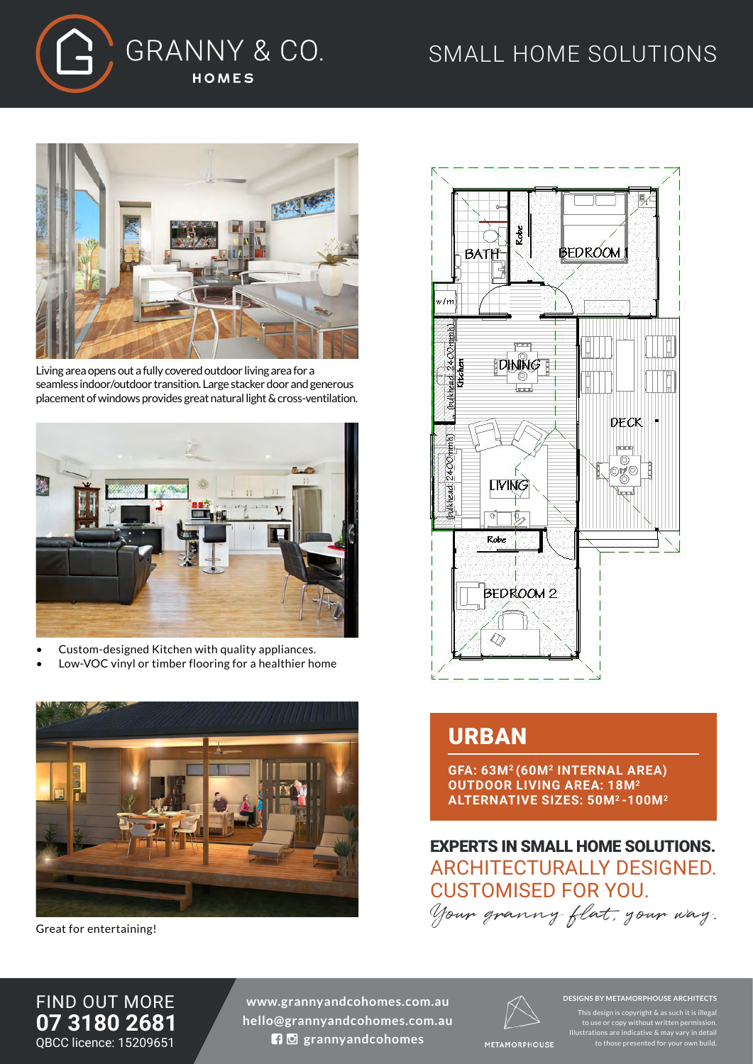GRANNY & CO. HOMES

SMALL HOME SOLUTIONS

Living area opens out a fully covered outdoor living area for a seamless indoor/outdoor transition. Large stacker door and generous placement of windows provides great natural light & cross-ventilation.

- Custom-designed Kitchen with quality appliances.
- Low-VOC vinyl or timber flooring for a healthier home

Great for entertaining!

BATH
Robe
BEDROOM 1
w/m
DINING
(bulkhead 2400mm)
Kitchen
DECK
LIVING
Robe
BEDROOM 2

## URBAN

**GFA: 63M² (60M² INTERNAL AREA)**
**OUTDOOR LIVING AREA: 18M²**
**ALTERNATIVE SIZES: 50M²-100M²**

**EXPERTS IN SMALL HOME SOLUTIONS.**
ARCHITECTURALLY DESIGNED.
CUSTOMISED FOR YOU.
*Your granny flat, your way.*

FIND OUT MORE
**07 3180 2681**
QBCC licence: 15209651

www.grannyandcohomes.com.au
hello@grannyandcohomes.com.au
grannyandcohomes

METAMORPHOUSE

DESIGNS BY METAMORPHOUSE ARCHITECTS
This design is copyright & as such it is illegal to use or copy without written permission. Illustrations are indicative & may vary in detail to those presented for your own build.